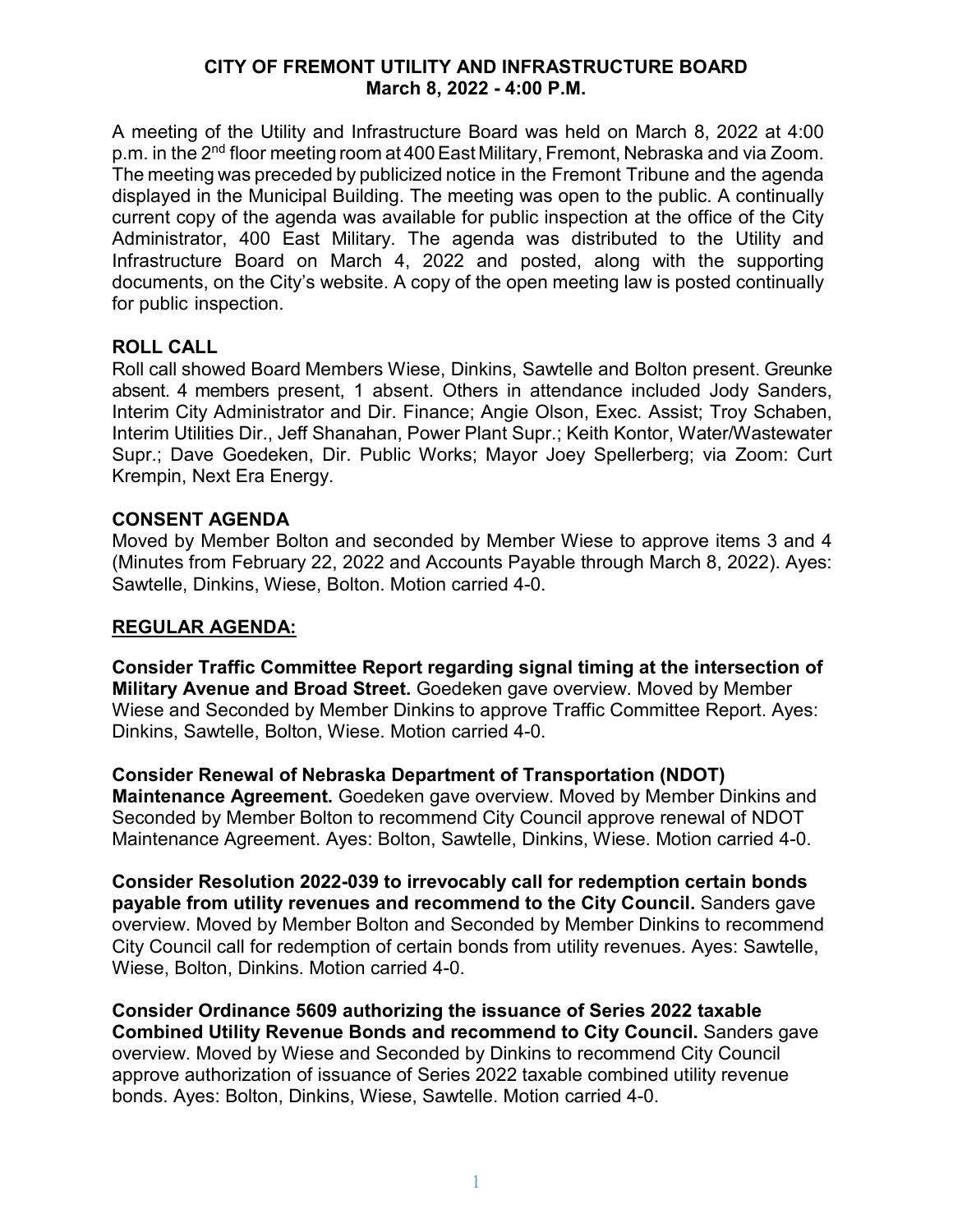# CITY OF FREMONT UTILITY AND INFRASTRUCTURE BOARD
## March 8, 2022 - 4:00 P.M.

A meeting of the Utility and Infrastructure Board was held on March 8, 2022 at 4:00 p.m. in the 2nd floor meeting room at 400 East Military, Fremont, Nebraska and via Zoom. The meeting was preceded by publicized notice in the Fremont Tribune and the agenda displayed in the Municipal Building. The meeting was open to the public. A continually current copy of the agenda was available for public inspection at the office of the City Administrator, 400 East Military. The agenda was distributed to the Utility and Infrastructure Board on March 4, 2022 and posted, along with the supporting documents, on the City's website. A copy of the open meeting law is posted continually for public inspection.

**ROLL CALL**

Roll call showed Board Members Wiese, Dinkins, Sawtelle and Bolton present. Greunke absent. 4 members present, 1 absent. Others in attendance included Jody Sanders, Interim City Administrator and Dir. Finance; Angie Olson, Exec. Assist; Troy Schaben, Interim Utilities Dir., Jeff Shanahan, Power Plant Supr.; Keith Kontor, Water/Wastewater Supr.; Dave Goedeken, Dir. Public Works; Mayor Joey Spellerberg; via Zoom: Curt Krempin, Next Era Energy.

**CONSENT AGENDA**

Moved by Member Bolton and seconded by Member Wiese to approve items 3 and 4 (Minutes from February 22, 2022 and Accounts Payable through March 8, 2022). Ayes: Sawtelle, Dinkins, Wiese, Bolton. Motion carried 4-0.

**REGULAR AGENDA:**

**Consider Traffic Committee Report regarding signal timing at the intersection of Military Avenue and Broad Street.** Goedeken gave overview. Moved by Member Wiese and Seconded by Member Dinkins to approve Traffic Committee Report. Ayes: Dinkins, Sawtelle, Bolton, Wiese. Motion carried 4-0.

**Consider Renewal of Nebraska Department of Transportation (NDOT) Maintenance Agreement.** Goedeken gave overview. Moved by Member Dinkins and Seconded by Member Bolton to recommend City Council approve renewal of NDOT Maintenance Agreement. Ayes: Bolton, Sawtelle, Dinkins, Wiese. Motion carried 4-0.

**Consider Resolution 2022-039 to irrevocably call for redemption certain bonds payable from utility revenues and recommend to the City Council.** Sanders gave overview. Moved by Member Bolton and Seconded by Member Dinkins to recommend City Council call for redemption of certain bonds from utility revenues. Ayes: Sawtelle, Wiese, Bolton, Dinkins. Motion carried 4-0.

**Consider Ordinance 5609 authorizing the issuance of Series 2022 taxable Combined Utility Revenue Bonds and recommend to City Council.** Sanders gave overview. Moved by Wiese and Seconded by Dinkins to recommend City Council approve authorization of issuance of Series 2022 taxable combined utility revenue bonds. Ayes: Bolton, Dinkins, Wiese, Sawtelle. Motion carried 4-0.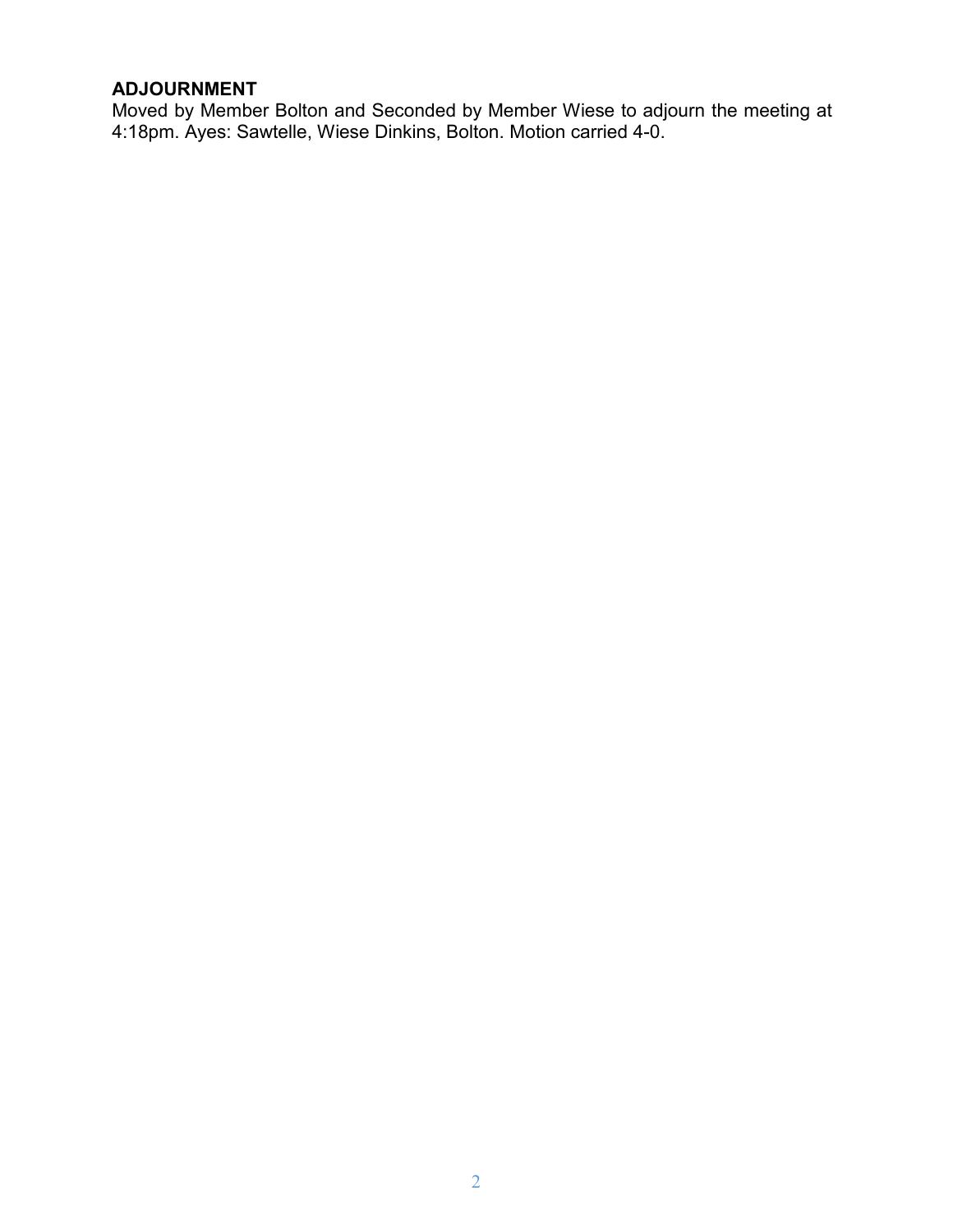**ADJOURNMENT**

Moved by Member Bolton and Seconded by Member Wiese to adjourn the meeting at 4:18pm. Ayes: Sawtelle, Wiese Dinkins, Bolton. Motion carried 4-0.